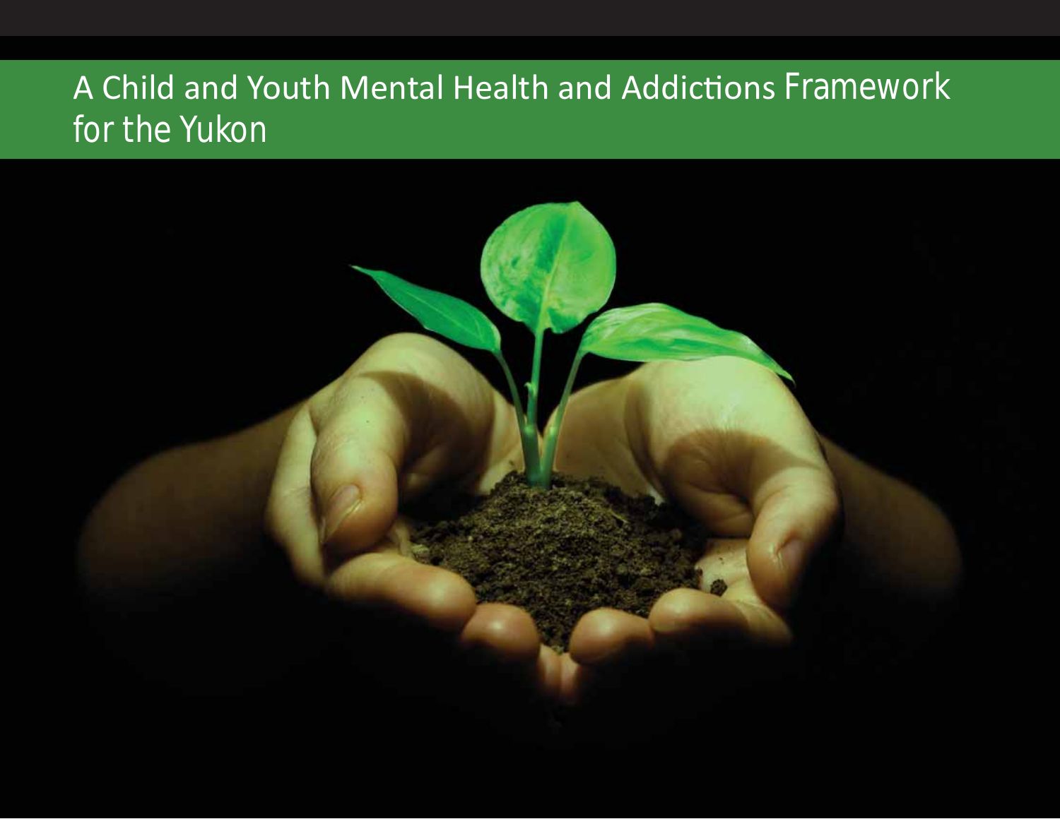# A Child and Youth Mental Health and Addictions Framework for the Yukon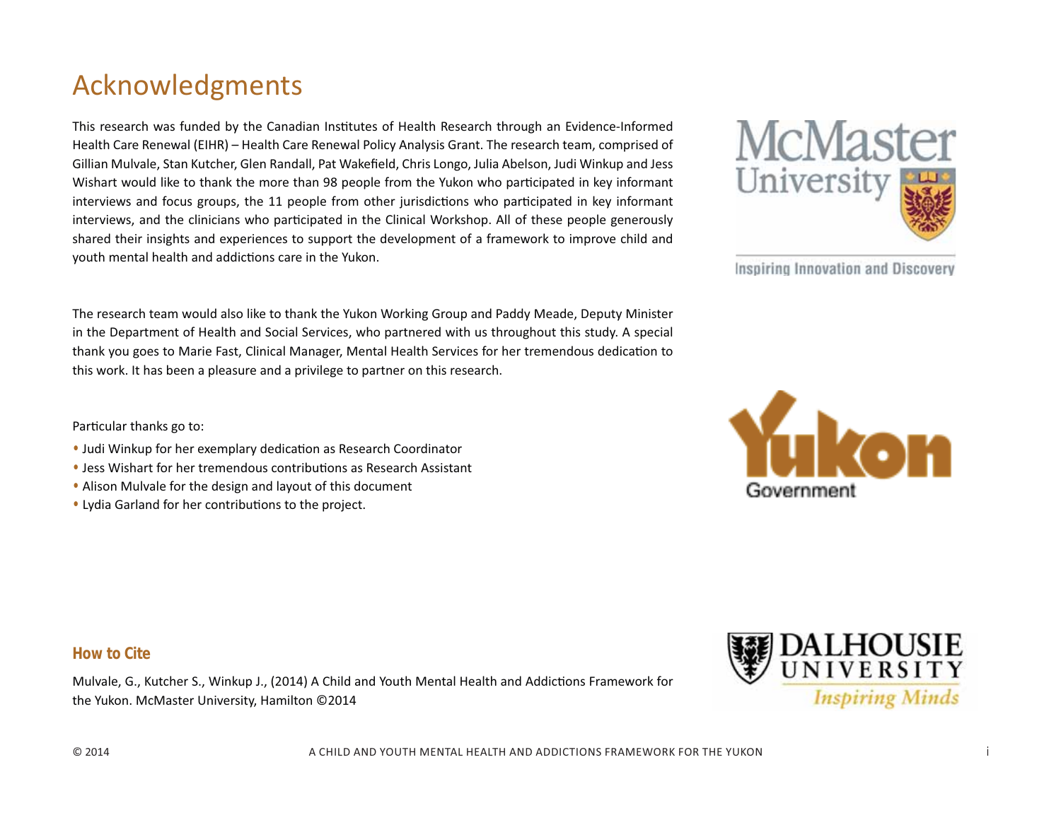# Acknowledgments

This research was funded by the Canadian Institutes of Health Research through an Evidence-Informed Health Care Renewal (EIHR) – Health Care Renewal Policy Analysis Grant. The research team, comprised of Gillian Mulvale, Stan Kutcher, Glen Randall, Pat Wakefield, Chris Longo, Julia Abelson, Judi Winkup and Jess Wishart would like to thank the more than 98 people from the Yukon who participated in key informant interviews and focus groups, the 11 people from other jurisdictions who participated in key informant interviews, and the clinicians who participated in the Clinical Workshop. All of these people generously shared their insights and experiences to support the development of a framework to improve child and youth mental health and addictions care in the Yukon.

The research team would also like to thank the Yukon Working Group and Paddy Meade, Deputy Minister in the Department of Health and Social Services, who partnered with us throughout this study. A special thank you goes to Marie Fast, Clinical Manager, Mental Health Services for her tremendous dedication to this work. It has been a pleasure and a privilege to partner on this research.

Particular thanks go to:

- Judi Winkup for her exemplary dedication as Research Coordinator
- Jess Wishart for her tremendous contributions as Research Assistant
- Alison Mulvale for the design and layout of this document
- Lydia Garland for her contributions to the project.

McMaster University — Inspiring Innovation and Discovery

Yukon Government

Dalhousie University — Inspiring Minds

### How to Cite

Mulvale, G., Kutcher S., Winkup J., (2014) A Child and Youth Mental Health and Addictions Framework for the Yukon. McMaster University, Hamilton ©2014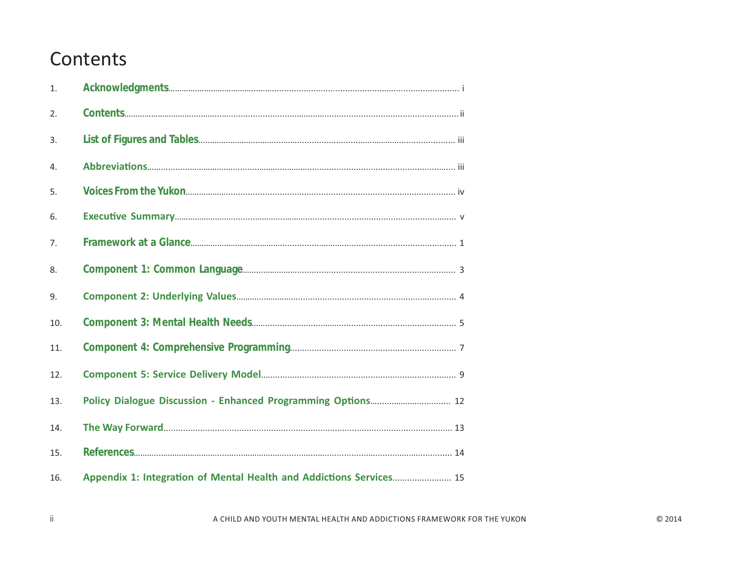# Contents

1. **Acknowledgments** ........ i
2. **Contents** ........ ii
3. **List of Figures and Tables** ........ iii
4. **Abbreviations** ........ iii
5. **Voices From the Yukon** ........ iv
6. **Executive Summary** ........ v
7. **Framework at a Glance** ........ 1
8. **Component 1: Common Language** ........ 3
9. **Component 2: Underlying Values** ........ 4
10. **Component 3: Mental Health Needs** ........ 5
11. **Component 4: Comprehensive Programming** ........ 7
12. **Component 5: Service Delivery Model** ........ 9
13. **Policy Dialogue Discussion - Enhanced Programming Options** ........ 12
14. **The Way Forward** ........ 13
15. **References** ........ 14
16. **Appendix 1: Integration of Mental Health and Addictions Services** ........ 15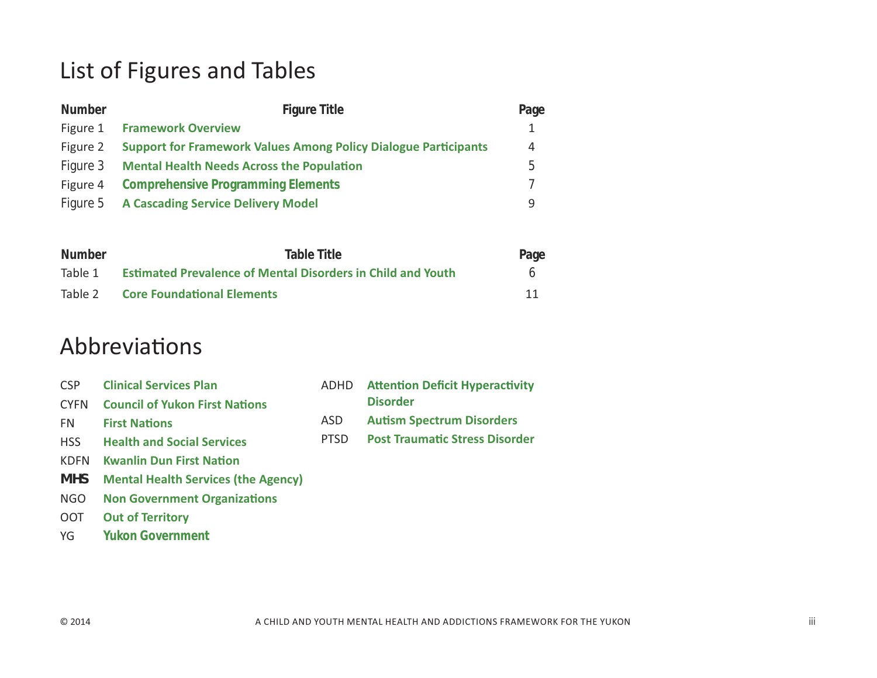# List of Figures and Tables

| Number | Figure Title | Page |
|---|---|---|
| Figure 1 | **Framework Overview** | 1 |
| Figure 2 | **Support for Framework Values Among Policy Dialogue Participants** | 4 |
| Figure 3 | **Mental Health Needs Across the Population** | 5 |
| Figure 4 | **Comprehensive Programming Elements** | 7 |
| Figure 5 | **A Cascading Service Delivery Model** | 9 |

| Number | Table Title | Page |
|---|---|---|
| Table 1 | **Estimated Prevalence of Mental Disorders in Child and Youth** | 6 |
| Table 2 | **Core Foundational Elements** | 11 |

# Abbreviations

| | |
|---|---|
| CSP | **Clinical Services Plan** |
| CYFN | **Council of Yukon First Nations** |
| FN | **First Nations** |
| HSS | **Health and Social Services** |
| KDFN | **Kwanlin Dun First Nation** |
| MHS | **Mental Health Services (the Agency)** |
| NGO | **Non Government Organizations** |
| OOT | **Out of Territory** |
| YG | **Yukon Government** |
| ADHD | **Attention Deficit Hyperactivity Disorder** |
| ASD | **Autism Spectrum Disorders** |
| PTSD | **Post Traumatic Stress Disorder** |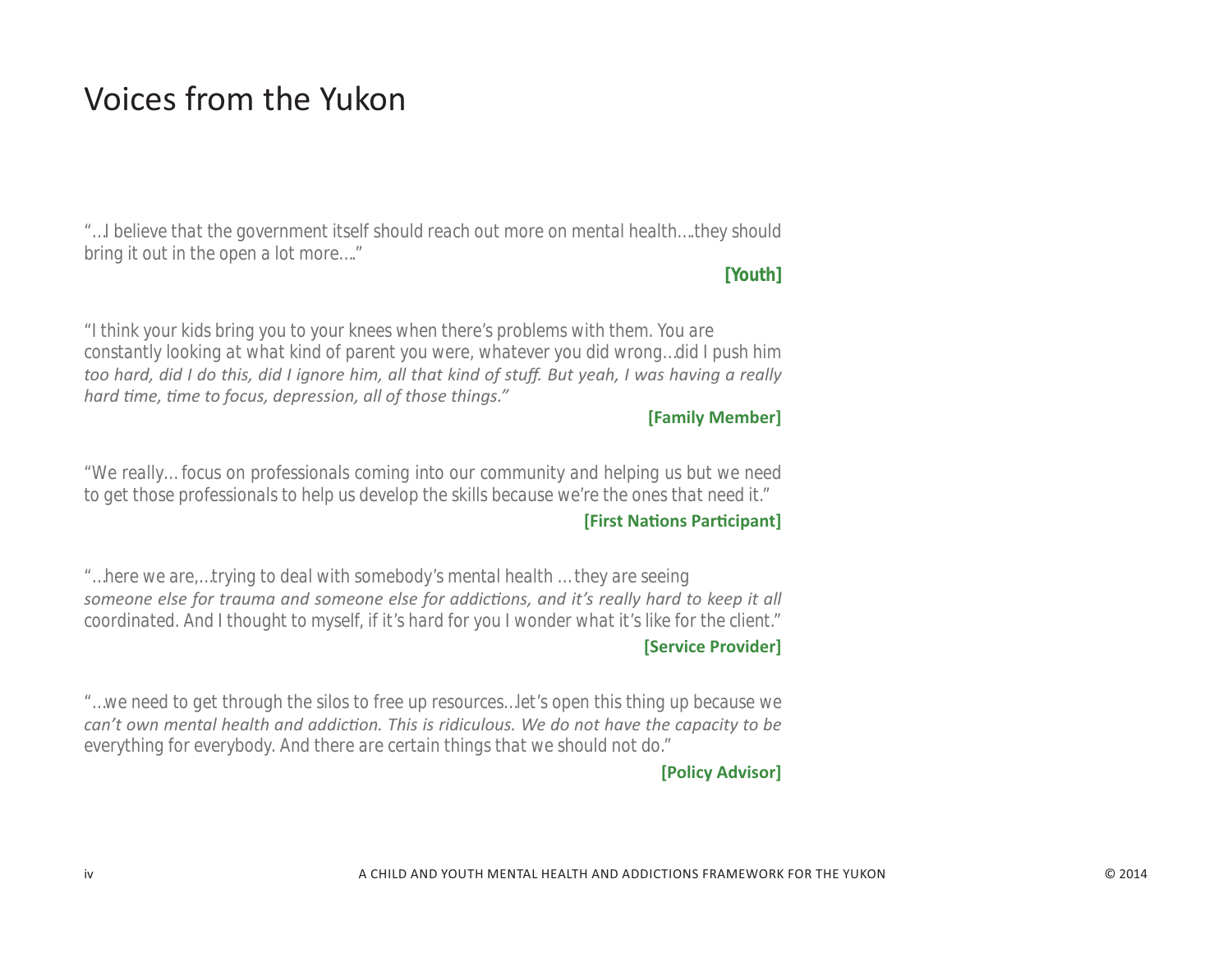# Voices from the Yukon

"…I believe that the government itself should reach out more on mental health….they should bring it out in the open a lot more…."

**[Youth]**

"I think your kids bring you to your knees when there's problems with them. You are constantly looking at what kind of parent you were, whatever you did wrong…did I push him too hard, did I do this, did I ignore him, all that kind of stuff. But yeah, I was having a really hard time, time to focus, depression, all of those things."

**[Family Member]**

"We really… focus on professionals coming into our community and helping us but we need to get those professionals to help us develop the skills because we're the ones that need it."

**[First Nations Participant]**

"…here we are,…trying to deal with somebody's mental health … they are seeing someone else for trauma and someone else for addictions, and it's really hard to keep it all coordinated. And I thought to myself, if it's hard for you I wonder what it's like for the client."

**[Service Provider]**

"…we need to get through the silos to free up resources…let's open this thing up because we can't own mental health and addiction. This is ridiculous. We do not have the capacity to be everything for everybody. And there are certain things that we should not do."

**[Policy Advisor]**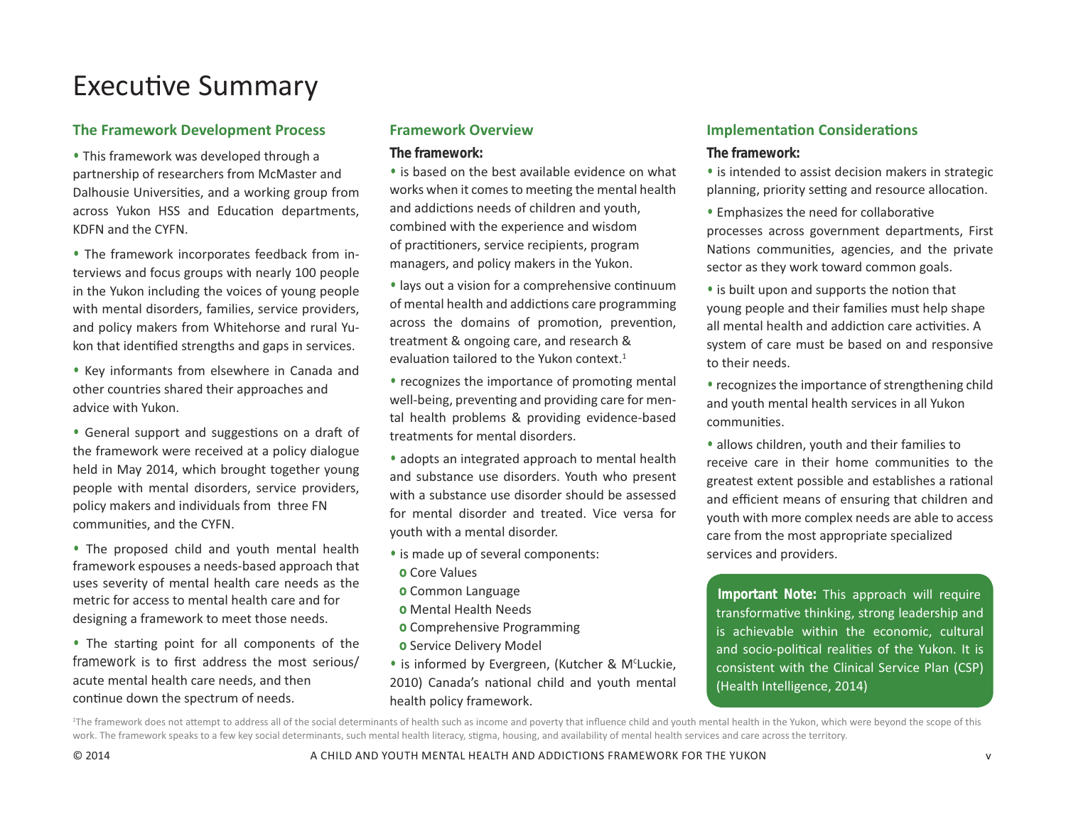# Executive Summary

## The Framework Development Process

- This framework was developed through a partnership of researchers from McMaster and Dalhousie Universities, and a working group from across Yukon HSS and Education departments, KDFN and the CYFN.
- The framework incorporates feedback from interviews and focus groups with nearly 100 people in the Yukon including the voices of young people with mental disorders, families, service providers, and policy makers from Whitehorse and rural Yukon that identified strengths and gaps in services.
- Key informants from elsewhere in Canada and other countries shared their approaches and advice with Yukon.
- General support and suggestions on a draft of the framework were received at a policy dialogue held in May 2014, which brought together young people with mental disorders, service providers, policy makers and individuals from three FN communities, and the CYFN.
- The proposed child and youth mental health framework espouses a needs-based approach that uses severity of mental health care needs as the metric for access to mental health care and for designing a framework to meet those needs.
- The starting point for all components of the framework is to first address the most serious/ acute mental health care needs, and then continue down the spectrum of needs.

## Framework Overview

**The framework:**

- is based on the best available evidence on what works when it comes to meeting the mental health and addictions needs of children and youth, combined with the experience and wisdom of practitioners, service recipients, program managers, and policy makers in the Yukon.
- lays out a vision for a comprehensive continuum of mental health and addictions care programming across the domains of promotion, prevention, treatment & ongoing care, and research & evaluation tailored to the Yukon context.[1]
- recognizes the importance of promoting mental well-being, preventing and providing care for mental health problems & providing evidence-based treatments for mental disorders.
- adopts an integrated approach to mental health and substance use disorders. Youth who present with a substance use disorder should be assessed for mental disorder and treated. Vice versa for youth with a mental disorder.
- is made up of several components:
  - Core Values
  - Common Language
  - Mental Health Needs
  - Comprehensive Programming
  - Service Delivery Model
- is informed by Evergreen, (Kutcher & McLuckie, 2010) Canada's national child and youth mental health policy framework.

## Implementation Considerations

**The framework:**

- is intended to assist decision makers in strategic planning, priority setting and resource allocation.
- Emphasizes the need for collaborative processes across government departments, First Nations communities, agencies, and the private sector as they work toward common goals.
- is built upon and supports the notion that young people and their families must help shape all mental health and addiction care activities. A system of care must be based on and responsive to their needs.
- recognizes the importance of strengthening child and youth mental health services in all Yukon communities.
- allows children, youth and their families to receive care in their home communities to the greatest extent possible and establishes a rational and efficient means of ensuring that children and youth with more complex needs are able to access care from the most appropriate specialized services and providers.

**Important Note:** This approach will require transformative thinking, strong leadership and is achievable within the economic, cultural and socio-political realities of the Yukon. It is consistent with the Clinical Service Plan (CSP) (Health Intelligence, 2014)

[1]The framework does not attempt to address all of the social determinants of health such as income and poverty that influence child and youth mental health in the Yukon, which were beyond the scope of this work. The framework speaks to a few key social determinants, such mental health literacy, stigma, housing, and availability of mental health services and care across the territory.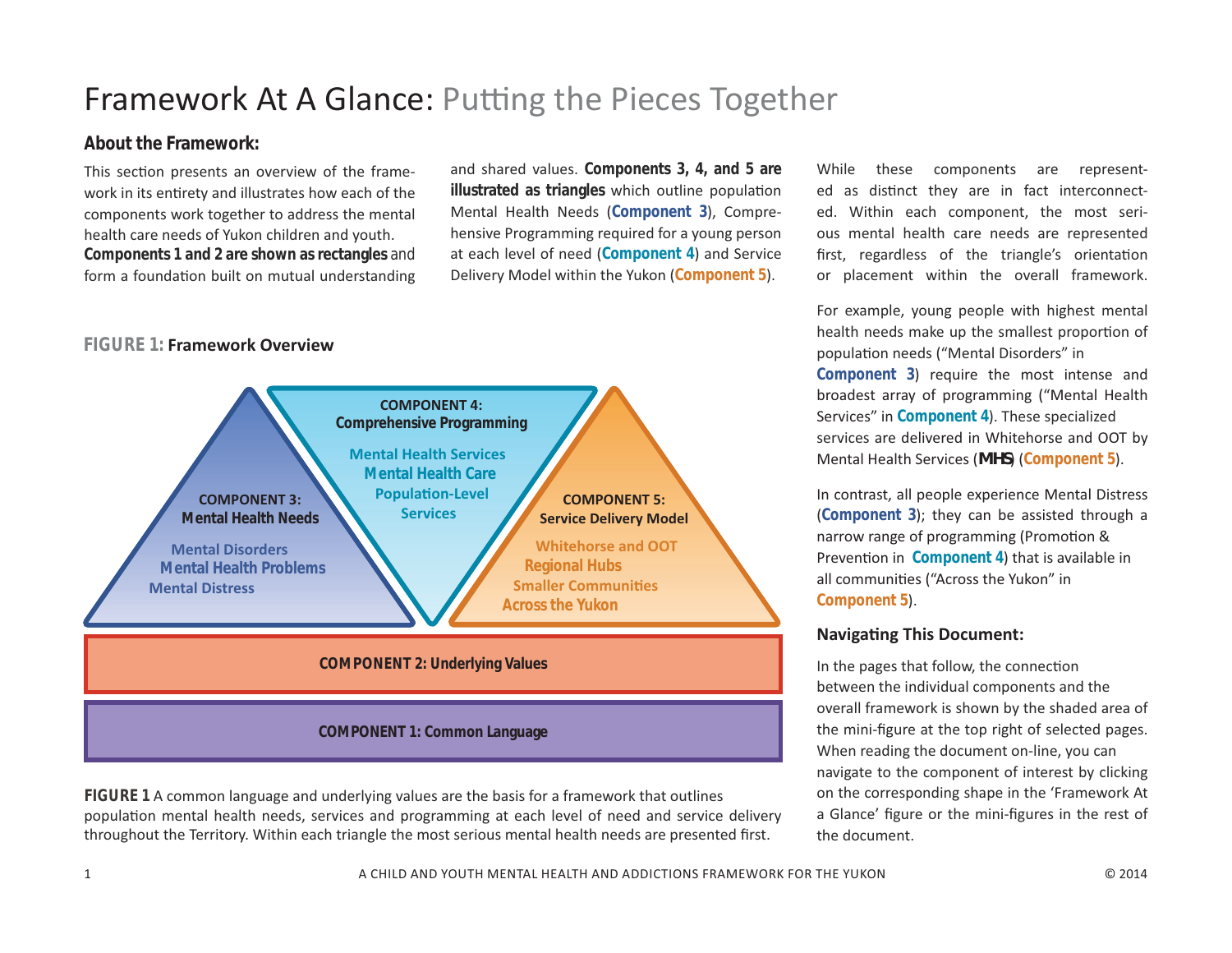# Framework At A Glance: Putting the Pieces Together

## About the Framework:

This section presents an overview of the framework in its entirety and illustrates how each of the components work together to address the mental health care needs of Yukon children and youth. **Components 1 and 2 are shown as rectangles** and form a foundation built on mutual understanding and shared values. **Components 3, 4, and 5 are illustrated as triangles** which outline population Mental Health Needs (**Component 3**), Comprehensive Programming required for a young person at each level of need (**Component 4**) and Service Delivery Model within the Yukon (**Component 5**).

While these components are represented as distinct they are in fact interconnected. Within each component, the most serious mental health care needs are represented first, regardless of the triangle's orientation or placement within the overall framework.

For example, young people with highest mental health needs make up the smallest proportion of population needs ("Mental Disorders" in **Component 3**) require the most intense and broadest array of programming ("Mental Health Services" in **Component 4**). These specialized services are delivered in Whitehorse and OOT by Mental Health Services (**MHS**) (**Component 5**).

In contrast, all people experience Mental Distress (**Component 3**); they can be assisted through a narrow range of programming (Promotion & Prevention in **Component 4**) that is available in all communities ("Across the Yukon" in **Component 5**).

**FIGURE 1:** **Framework Overview**

COMPONENT 3: Mental Health Needs
- Mental Disorders
- Mental Health Problems
- Mental Distress

COMPONENT 4: Comprehensive Programming
- Mental Health Services
- Mental Health Care
- Population-Level Services

COMPONENT 5: Service Delivery Model
- Whitehorse and OOT
- Regional Hubs
- Smaller Communities
- Across the Yukon

COMPONENT 2: Underlying Values

COMPONENT 1: Common Language

**FIGURE 1** A common language and underlying values are the basis for a framework that outlines population mental health needs, services and programming at each level of need and service delivery throughout the Territory. Within each triangle the most serious mental health needs are presented first.

### Navigating This Document:

In the pages that follow, the connection between the individual components and the overall framework is shown by the shaded area of the mini-figure at the top right of selected pages. When reading the document on-line, you can navigate to the component of interest by clicking on the corresponding shape in the 'Framework At a Glance' figure or the mini-figures in the rest of the document.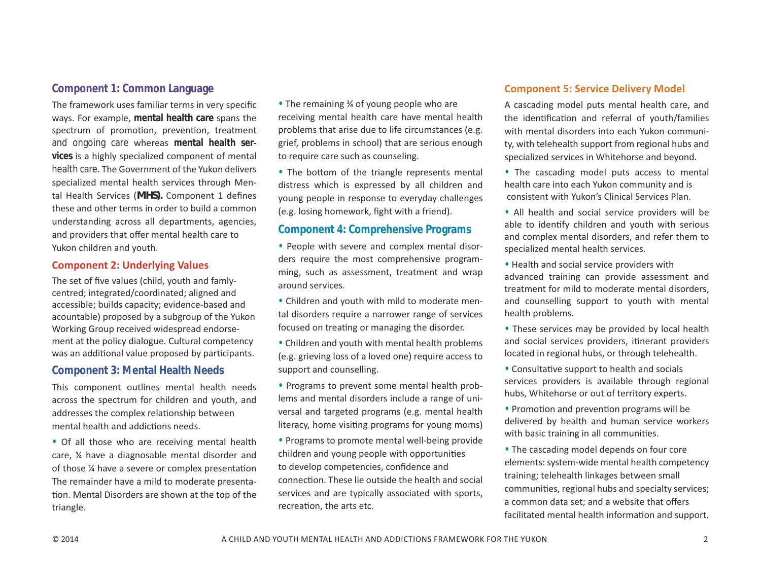## Component 1: Common Language

The framework uses familiar terms in very specific ways. For example, **mental health care** spans the spectrum of promotion, prevention, treatment and ongoing care whereas **mental health services** is a highly specialized component of mental health care. The Government of the Yukon delivers specialized mental health services through Mental Health Services (**MHS).** Component 1 defines these and other terms in order to build a common understanding across all departments, agencies, and providers that offer mental health care to Yukon children and youth.

## Component 2: Underlying Values

The set of five values (child, youth and famly-centred; integrated/coordinated; aligned and accessible; builds capacity; evidence-based and acountable) proposed by a subgroup of the Yukon Working Group received widespread endorsement at the policy dialogue. Cultural competency was an additional value proposed by participants.

## Component 3: Mental Health Needs

This component outlines mental health needs across the spectrum for children and youth, and addresses the complex relationship between mental health and addictions needs.

- Of all those who are receiving mental health care, ¼ have a diagnosable mental disorder and of those ¼ have a severe or complex presentation The remainder have a mild to moderate presentation. Mental Disorders are shown at the top of the triangle.
- The remaining ¾ of young people who are receiving mental health care have mental health problems that arise due to life circumstances (e.g. grief, problems in school) that are serious enough to require care such as counseling.
- The bottom of the triangle represents mental distress which is expressed by all children and young people in response to everyday challenges (e.g. losing homework, fight with a friend).

## Component 4: Comprehensive Programs

- People with severe and complex mental disorders require the most comprehensive programming, such as assessment, treatment and wrap around services.
- Children and youth with mild to moderate mental disorders require a narrower range of services focused on treating or managing the disorder.
- Children and youth with mental health problems (e.g. grieving loss of a loved one) require access to support and counselling.
- Programs to prevent some mental health problems and mental disorders include a range of universal and targeted programs (e.g. mental health literacy, home visiting programs for young moms)
- Programs to promote mental well-being provide children and young people with opportunities to develop competencies, confidence and connection. These lie outside the health and social services and are typically associated with sports, recreation, the arts etc.

## Component 5: Service Delivery Model

A cascading model puts mental health care, and the identification and referral of youth/families with mental disorders into each Yukon community, with telehealth support from regional hubs and specialized services in Whitehorse and beyond.

- The cascading model puts access to mental health care into each Yukon community and is consistent with Yukon's Clinical Services Plan.
- All health and social service providers will be able to identify children and youth with serious and complex mental disorders, and refer them to specialized mental health services.
- Health and social service providers with advanced training can provide assessment and treatment for mild to moderate mental disorders, and counselling support to youth with mental health problems.
- These services may be provided by local health and social services providers, itinerant providers located in regional hubs, or through telehealth.
- Consultative support to health and socials services providers is available through regional hubs, Whitehorse or out of territory experts.
- Promotion and prevention programs will be delivered by health and human service workers with basic training in all communities.
- The cascading model depends on four core elements: system-wide mental health competency training; telehealth linkages between small communities, regional hubs and specialty services; a common data set; and a website that offers facilitated mental health information and support.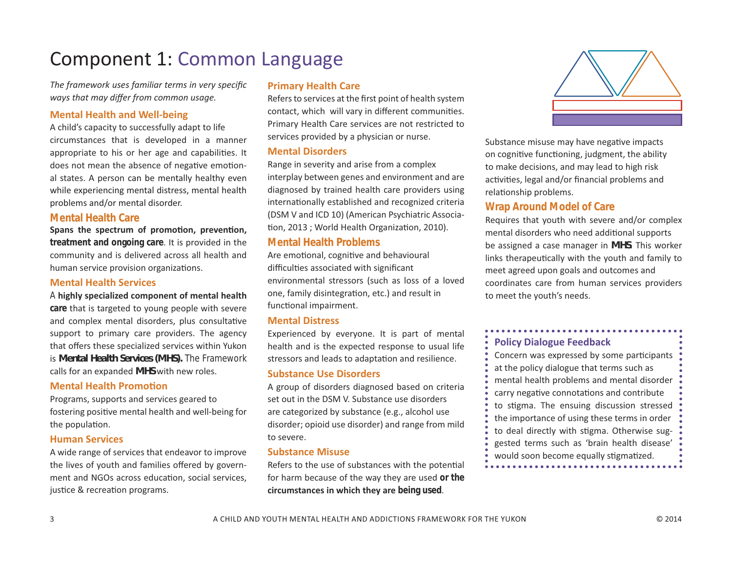# Component 1: Common Language

*The framework uses familiar terms in very specific ways that may differ from common usage.*

### Mental Health and Well-being

A child's capacity to successfully adapt to life circumstances that is developed in a manner appropriate to his or her age and capabilities. It does not mean the absence of negative emotional states. A person can be mentally healthy even while experiencing mental distress, mental health problems and/or mental disorder.

### Mental Health Care

**Spans the spectrum of promotion, prevention, treatment and ongoing care**. It is provided in the community and is delivered across all health and human service provision organizations.

### Mental Health Services

A **highly specialized component of mental health care** that is targeted to young people with severe and complex mental disorders, plus consultative support to primary care providers. The agency that offers these specialized services within Yukon is **Mental Health Services (MHS).** The Framework calls for an expanded **MHS** with new roles.

### Mental Health Promotion

Programs, supports and services geared to fostering positive mental health and well-being for the population.

### Human Services

A wide range of services that endeavor to improve the lives of youth and families offered by government and NGOs across education, social services, justice & recreation programs.

### Primary Health Care

Refers to services at the first point of health system contact, which will vary in different communities. Primary Health Care services are not restricted to services provided by a physician or nurse.

### Mental Disorders

Range in severity and arise from a complex interplay between genes and environment and are diagnosed by trained health care providers using internationally established and recognized criteria (DSM V and ICD 10) (American Psychiatric Association, 2013 ; World Health Organization, 2010).

### Mental Health Problems

Are emotional, cognitive and behavioural difficulties associated with significant environmental stressors (such as loss of a loved one, family disintegration, etc.) and result in functional impairment.

### Mental Distress

Experienced by everyone. It is part of mental health and is the expected response to usual life stressors and leads to adaptation and resilience.

### Substance Use Disorders

A group of disorders diagnosed based on criteria set out in the DSM V. Substance use disorders are categorized by substance (e.g., alcohol use disorder; opioid use disorder) and range from mild to severe.

### Substance Misuse

Refers to the use of substances with the potential for harm because of the way they are used **or the circumstances in which they are being used**.

Substance misuse may have negative impacts on cognitive functioning, judgment, the ability to make decisions, and may lead to high risk activities, legal and/or financial problems and relationship problems.

### Wrap Around Model of Care

Requires that youth with severe and/or complex mental disorders who need additional supports be assigned a case manager in **MHS**. This worker links therapeutically with the youth and family to meet agreed upon goals and outcomes and coordinates care from human services providers to meet the youth's needs.

### Policy Dialogue Feedback

Concern was expressed by some participants at the policy dialogue that terms such as mental health problems and mental disorder carry negative connotations and contribute to stigma. The ensuing discussion stressed the importance of using these terms in order to deal directly with stigma. Otherwise suggested terms such as 'brain health disease' would soon become equally stigmatized.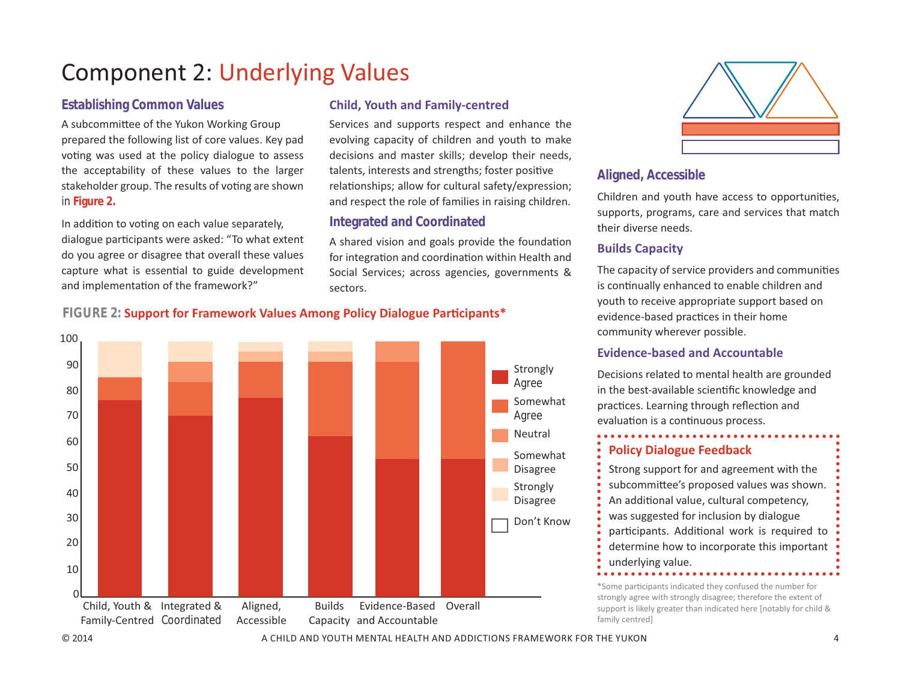# Component 2: Underlying Values

### Establishing Common Values

A subcommittee of the Yukon Working Group prepared the following list of core values. Key pad voting was used at the policy dialogue to assess the acceptability of these values to the larger stakeholder group. The results of voting are shown in **Figure 2.**

In addition to voting on each value separately, dialogue participants were asked: "To what extent do you agree or disagree that overall these values capture what is essential to guide development and implementation of the framework?"

### Child, Youth and Family-centred

Services and supports respect and enhance the evolving capacity of children and youth to make decisions and master skills; develop their needs, talents, interests and strengths; foster positive relationships; allow for cultural safety/expression; and respect the role of families in raising children.

### Integrated and Coordinated

A shared vision and goals provide the foundation for integration and coordination within Health and Social Services; across agencies, governments & sectors.

### Aligned, Accessible

Children and youth have access to opportunities, supports, programs, care and services that match their diverse needs.

### Builds Capacity

The capacity of service providers and communities is continually enhanced to enable children and youth to receive appropriate support based on evidence-based practices in their home community wherever possible.

### Evidence-based and Accountable

Decisions related to mental health are grounded in the best-available scientific knowledge and practices. Learning through reflection and evaluation is a continuous process.

**FIGURE 2:** Support for Framework Values Among Policy Dialogue Participants*

| Value | Strongly Agree | Somewhat Agree | Neutral | Somewhat Disagree | Strongly Disagree | Don't Know |
|---|---|---|---|---|---|---|
| Child, Youth & Family-Centred | ~76 | ~9 | | | ~15 | |
| Integrated & Coordinated | ~70 | ~13 | ~8 | | ~8 | |
| Aligned, Accessible | ~77 | ~14 | | ~4 | ~4 | |
| Builds Capacity | ~62 | ~29 | | ~4 | ~4 | |
| Evidence-Based and Accountable | ~53 | ~38 | ~8 | | | |
| Overall | ~53 | ~47 | | | | |

#### Policy Dialogue Feedback

Strong support for and agreement with the subcommittee's proposed values was shown. An additional value, cultural competency, was suggested for inclusion by dialogue participants. Additional work is required to determine how to incorporate this important underlying value.

*Some participants indicated they confused the number for strongly agree with strongly disagree; therefore the extent of support is likely greater than indicated here [notably for child & family centred]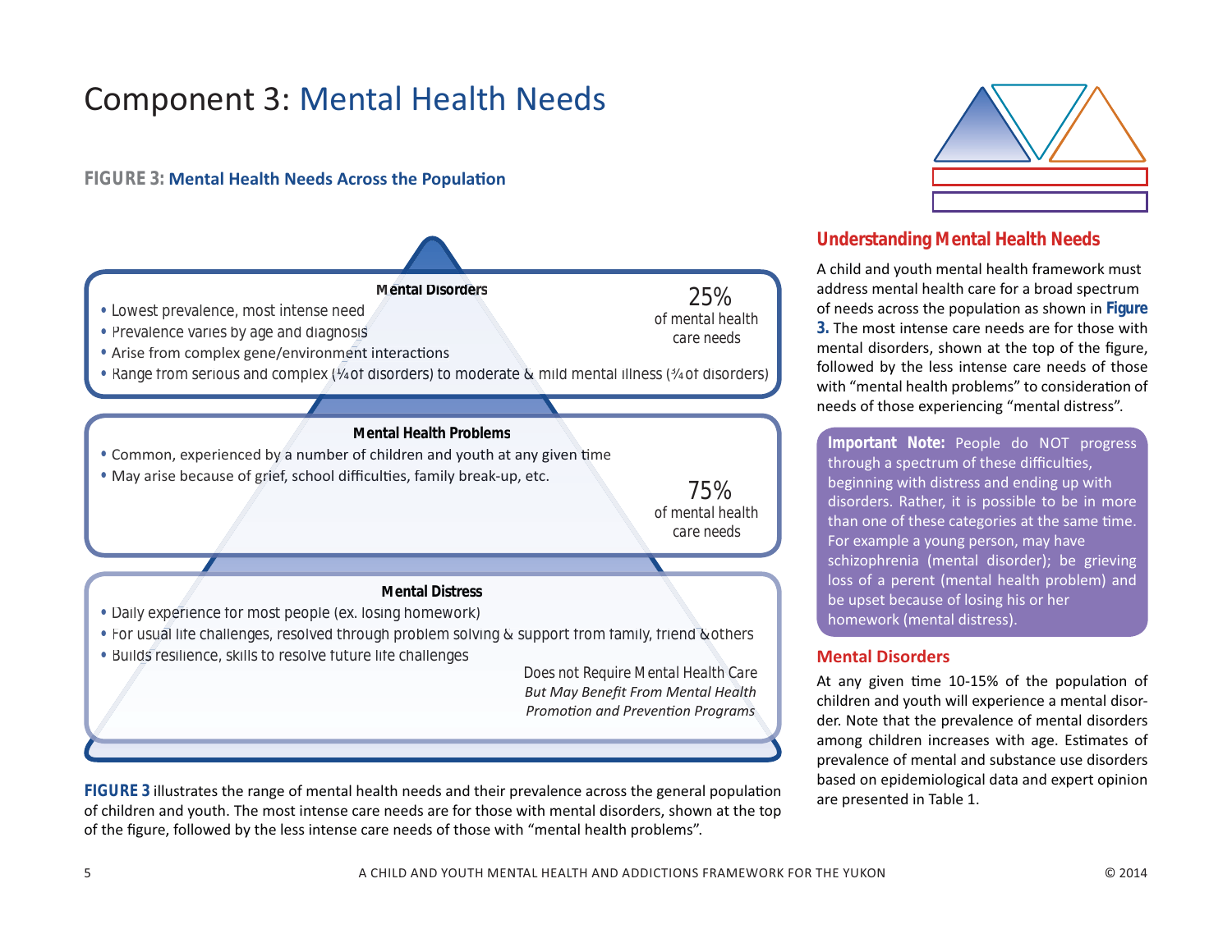# Component 3: Mental Health Needs

**FIGURE 3: Mental Health Needs Across the Population**

**Mental Disorders**

- Lowest prevalence, most intense need
- Prevalence varies by age and diagnosis
- Arise from complex gene/environment interactions
- Range from serious and complex (¼ of disorders) to moderate & mild mental illness (¾ of disorders)

25% of mental health care needs

**Mental Health Problems**

- Common, experienced by a number of children and youth at any given time
- May arise because of grief, school difficulties, family break-up, etc.

75% of mental health care needs

**Mental Distress**

- Daily experience for most people (ex. losing homework)
- For usual life challenges, resolved through problem solving & support from family, friend & others
- Builds resilience, skills to resolve future life challenges

Does not Require Mental Health Care *But May Benefit From Mental Health Promotion and Prevention Programs*

**FIGURE 3** illustrates the range of mental health needs and their prevalence across the general population of children and youth. The most intense care needs are for those with mental disorders, shown at the top of the figure, followed by the less intense care needs of those with "mental health problems".

## Understanding Mental Health Needs

A child and youth mental health framework must address mental health care for a broad spectrum of needs across the population as shown in **Figure 3.** The most intense care needs are for those with mental disorders, shown at the top of the figure, followed by the less intense care needs of those with "mental health problems" to consideration of needs of those experiencing "mental distress".

**Important Note:** People do NOT progress through a spectrum of these difficulties, beginning with distress and ending up with disorders. Rather, it is possible to be in more than one of these categories at the same time. For example a young person, may have schizophrenia (mental disorder); be grieving loss of a perent (mental health problem) and be upset because of losing his or her homework (mental distress).

## Mental Disorders

At any given time 10-15% of the population of children and youth will experience a mental disorder. Note that the prevalence of mental disorders among children increases with age. Estimates of prevalence of mental and substance use disorders based on epidemiological data and expert opinion are presented in Table 1.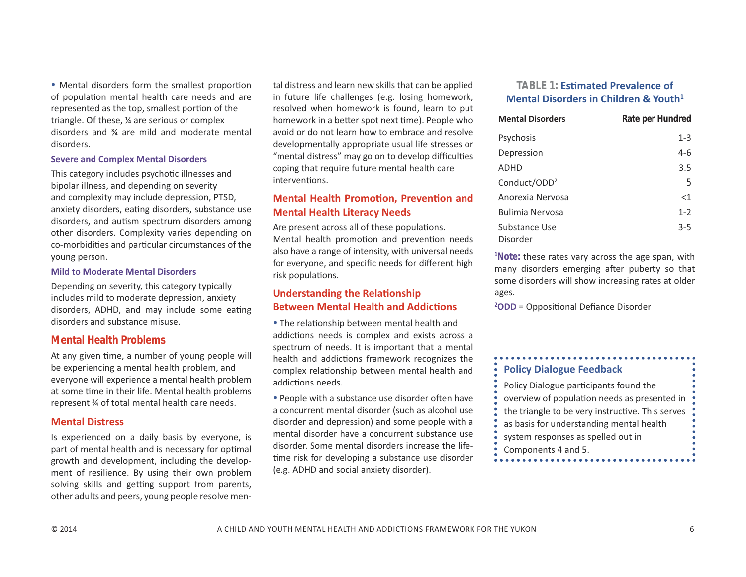- Mental disorders form the smallest proportion of population mental health care needs and are represented as the top, smallest portion of the triangle. Of these, ¼ are serious or complex disorders and ¾ are mild and moderate mental disorders.

### Severe and Complex Mental Disorders

This category includes psychotic illnesses and bipolar illness, and depending on severity and complexity may include depression, PTSD, anxiety disorders, eating disorders, substance use disorders, and autism spectrum disorders among other disorders. Complexity varies depending on co-morbidities and particular circumstances of the young person.

### Mild to Moderate Mental Disorders

Depending on severity, this category typically includes mild to moderate depression, anxiety disorders, ADHD, and may include some eating disorders and substance misuse.

## Mental Health Problems

At any given time, a number of young people will be experiencing a mental health problem, and everyone will experience a mental health problem at some time in their life. Mental health problems represent ¾ of total mental health care needs.

## Mental Distress

Is experienced on a daily basis by everyone, is part of mental health and is necessary for optimal growth and development, including the development of resilience. By using their own problem solving skills and getting support from parents, other adults and peers, young people resolve mental distress and learn new skills that can be applied in future life challenges (e.g. losing homework, resolved when homework is found, learn to put homework in a better spot next time). People who avoid or do not learn how to embrace and resolve developmentally appropriate usual life stresses or "mental distress" may go on to develop difficulties coping that require future mental health care interventions.

## Mental Health Promotion, Prevention and Mental Health Literacy Needs

Are present across all of these populations. Mental health promotion and prevention needs also have a range of intensity, with universal needs for everyone, and specific needs for different high risk populations.

## Understanding the Relationship Between Mental Health and Addictions

- The relationship between mental health and addictions needs is complex and exists across a spectrum of needs. It is important that a mental health and addictions framework recognizes the complex relationship between mental health and addictions needs.

- People with a substance use disorder often have a concurrent mental disorder (such as alcohol use disorder and depression) and some people with a mental disorder have a concurrent substance use disorder. Some mental disorders increase the lifetime risk for developing a substance use disorder (e.g. ADHD and social anxiety disorder).

### TABLE 1: Estimated Prevalence of Mental Disorders in Children & Youth[1]

| Mental Disorders | Rate per Hundred |
|---|---|
| Psychosis | 1-3 |
| Depression | 4-6 |
| ADHD | 3.5 |
| Conduct/ODD[2] | 5 |
| Anorexia Nervosa | <1 |
| Bulimia Nervosa | 1-2 |
| Substance Use Disorder | 3-5 |

[1]**Note:** these rates vary across the age span, with many disorders emerging after puberty so that some disorders will show increasing rates at older ages.

[2]**ODD** = Oppositional Defiance Disorder

### Policy Dialogue Feedback

Policy Dialogue participants found the overview of population needs as presented in the triangle to be very instructive. This serves as basis for understanding mental health system responses as spelled out in Components 4 and 5.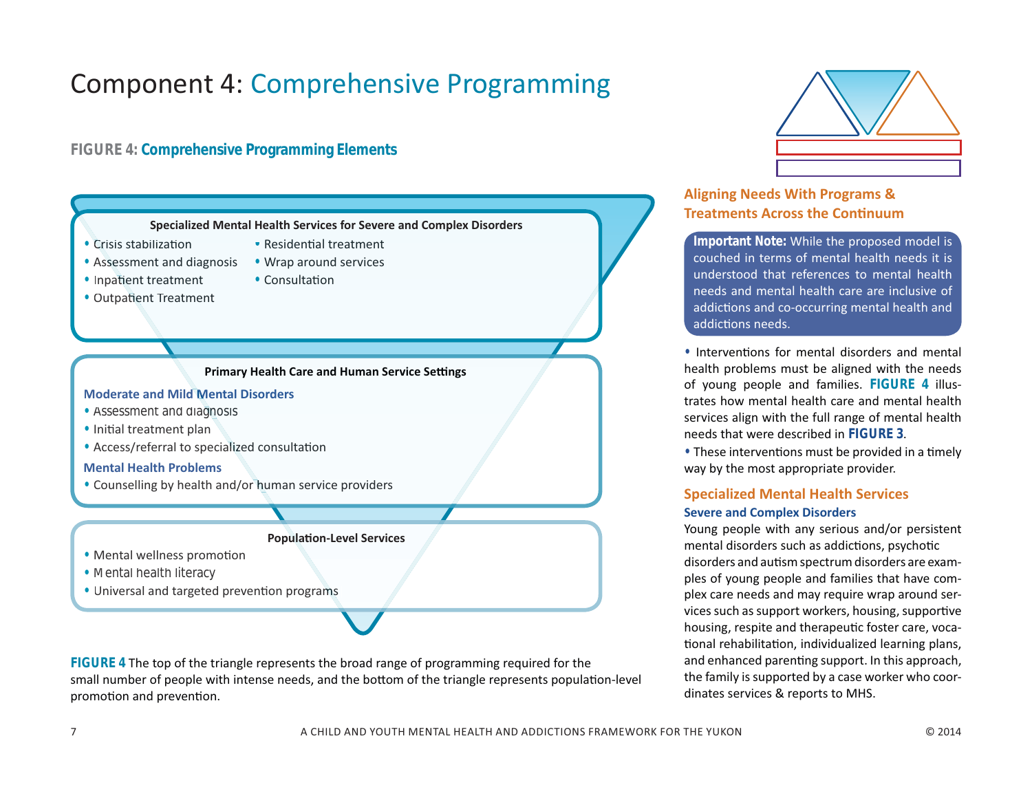# Component 4: Comprehensive Programming

**FIGURE 4: Comprehensive Programming Elements**

**Specialized Mental Health Services for Severe and Complex Disorders**

- Crisis stabilization
- Assessment and diagnosis
- Inpatient treatment
- Outpatient Treatment
- Residential treatment
- Wrap around services
- Consultation

**Primary Health Care and Human Service Settings**

**Moderate and Mild Mental Disorders**

- Assessment and diagnosis
- Initial treatment plan
- Access/referral to specialized consultation

**Mental Health Problems**

- Counselling by health and/or human service providers

**Population-Level Services**

- Mental wellness promotion
- Mental health literacy
- Universal and targeted prevention programs

**FIGURE 4** The top of the triangle represents the broad range of programming required for the small number of people with intense needs, and the bottom of the triangle represents population-level promotion and prevention.

## Aligning Needs With Programs & Treatments Across the Continuum

**Important Note:** While the proposed model is couched in terms of mental health needs it is understood that references to mental health needs and mental health care are inclusive of addictions and co-occurring mental health and addictions needs.

- Interventions for mental disorders and mental health problems must be aligned with the needs of young people and families. **FIGURE 4** illustrates how mental health care and mental health services align with the full range of mental health needs that were described in **FIGURE 3**.
- These interventions must be provided in a timely way by the most appropriate provider.

## Specialized Mental Health Services

### Severe and Complex Disorders

Young people with any serious and/or persistent mental disorders such as addictions, psychotic disorders and autism spectrum disorders are examples of young people and families that have complex care needs and may require wrap around services such as support workers, housing, supportive housing, respite and therapeutic foster care, vocational rehabilitation, individualized learning plans, and enhanced parenting support. In this approach, the family is supported by a case worker who coordinates services & reports to MHS.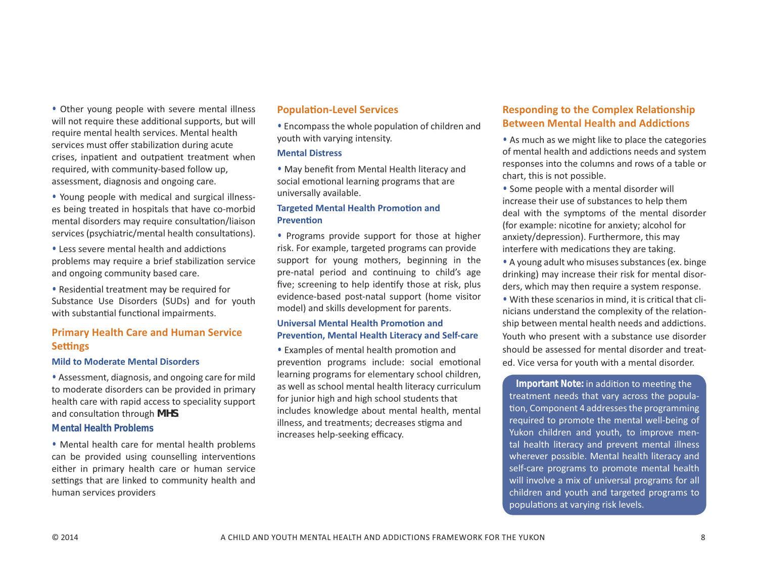- Other young people with severe mental illness will not require these additional supports, but will require mental health services. Mental health services must offer stabilization during acute crises, inpatient and outpatient treatment when required, with community-based follow up, assessment, diagnosis and ongoing care.
- Young people with medical and surgical illnesses being treated in hospitals that have co-morbid mental disorders may require consultation/liaison services (psychiatric/mental health consultations).
- Less severe mental health and addictions problems may require a brief stabilization service and ongoing community based care.
- Residential treatment may be required for Substance Use Disorders (SUDs) and for youth with substantial functional impairments.

## Primary Health Care and Human Service Settings

### Mild to Moderate Mental Disorders

- Assessment, diagnosis, and ongoing care for mild to moderate disorders can be provided in primary health care with rapid access to speciality support and consultation through MHS

### Mental Health Problems

- Mental health care for mental health problems can be provided using counselling interventions either in primary health care or human service settings that are linked to community health and human services providers

## Population-Level Services

- Encompass the whole population of children and youth with varying intensity.

### Mental Distress

- May benefit from Mental Health literacy and social emotional learning programs that are universally available.

### Targeted Mental Health Promotion and Prevention

- Programs provide support for those at higher risk. For example, targeted programs can provide support for young mothers, beginning in the pre-natal period and continuing to child's age five; screening to help identify those at risk, plus evidence-based post-natal support (home visitor model) and skills development for parents.

### Universal Mental Health Promotion and Prevention, Mental Health Literacy and Self-care

- Examples of mental health promotion and prevention programs include: social emotional learning programs for elementary school children, as well as school mental health literacy curriculum for junior high and high school students that includes knowledge about mental health, mental illness, and treatments; decreases stigma and increases help-seeking efficacy.

## Responding to the Complex Relationship Between Mental Health and Addictions

- As much as we might like to place the categories of mental health and addictions needs and system responses into the columns and rows of a table or chart, this is not possible.
- Some people with a mental disorder will increase their use of substances to help them deal with the symptoms of the mental disorder (for example: nicotine for anxiety; alcohol for anxiety/depression). Furthermore, this may interfere with medications they are taking.
- A young adult who misuses substances (ex. binge drinking) may increase their risk for mental disorders, which may then require a system response.
- With these scenarios in mind, it is critical that clinicians understand the complexity of the relationship between mental health needs and addictions. Youth who present with a substance use disorder should be assessed for mental disorder and treated. Vice versa for youth with a mental disorder.

**Important Note:** in addition to meeting the treatment needs that vary across the population, Component 4 addresses the programming required to promote the mental well-being of Yukon children and youth, to improve mental health literacy and prevent mental illness wherever possible. Mental health literacy and self-care programs to promote mental health will involve a mix of universal programs for all children and youth and targeted programs to populations at varying risk levels.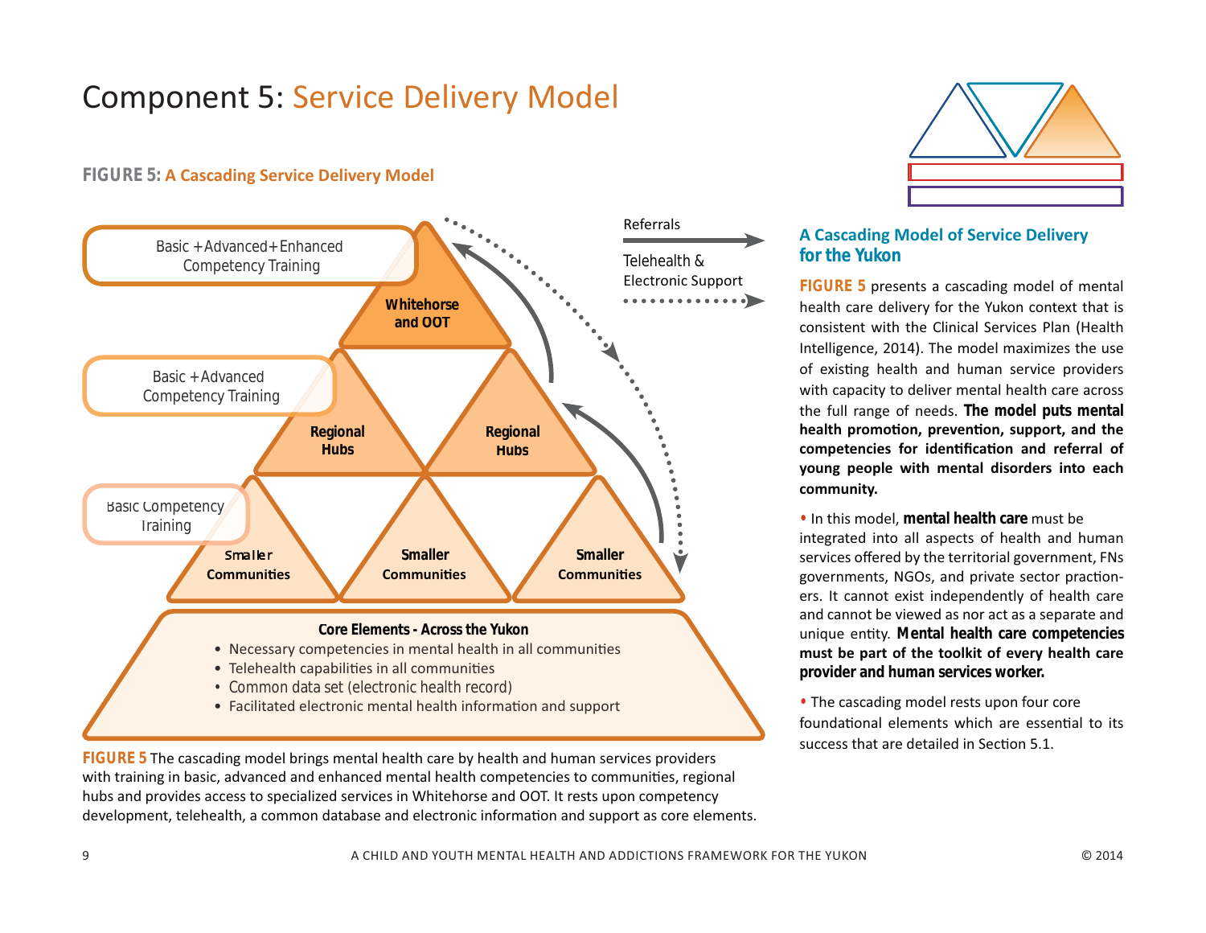# Component 5: Service Delivery Model

**FIGURE 5: A Cascading Service Delivery Model**

Basic + Advanced + Enhanced Competency Training

Basic + Advanced Competency Training

Basic Competency Training

Whitehorse and OOT

Regional Hubs

Regional Hubs

Smaller Communities

Smaller Communities

Smaller Communities

Referrals

Telehealth & Electronic Support

**Core Elements - Across the Yukon**

- Necessary competencies in mental health in all communities
- Telehealth capabilities in all communities
- Common data set (electronic health record)
- Facilitated electronic mental health information and support

**FIGURE 5** The cascading model brings mental health care by health and human services providers with training in basic, advanced and enhanced mental health competencies to communities, regional hubs and provides access to specialized services in Whitehorse and OOT. It rests upon competency development, telehealth, a common database and electronic information and support as core elements.

## A Cascading Model of Service Delivery for the Yukon

**FIGURE 5** presents a cascading model of mental health care delivery for the Yukon context that is consistent with the Clinical Services Plan (Health Intelligence, 2014). The model maximizes the use of existing health and human service providers with capacity to deliver mental health care across the full range of needs. **The model puts mental health promotion, prevention, support, and the competencies for identification and referral of young people with mental disorders into each community.**

- In this model, **mental health care** must be integrated into all aspects of health and human services offered by the territorial government, FNs governments, NGOs, and private sector practioners. It cannot exist independently of health care and cannot be viewed as nor act as a separate and unique entity. **Mental health care competencies must be part of the toolkit of every health care provider and human services worker.**

- The cascading model rests upon four core foundational elements which are essential to its success that are detailed in Section 5.1.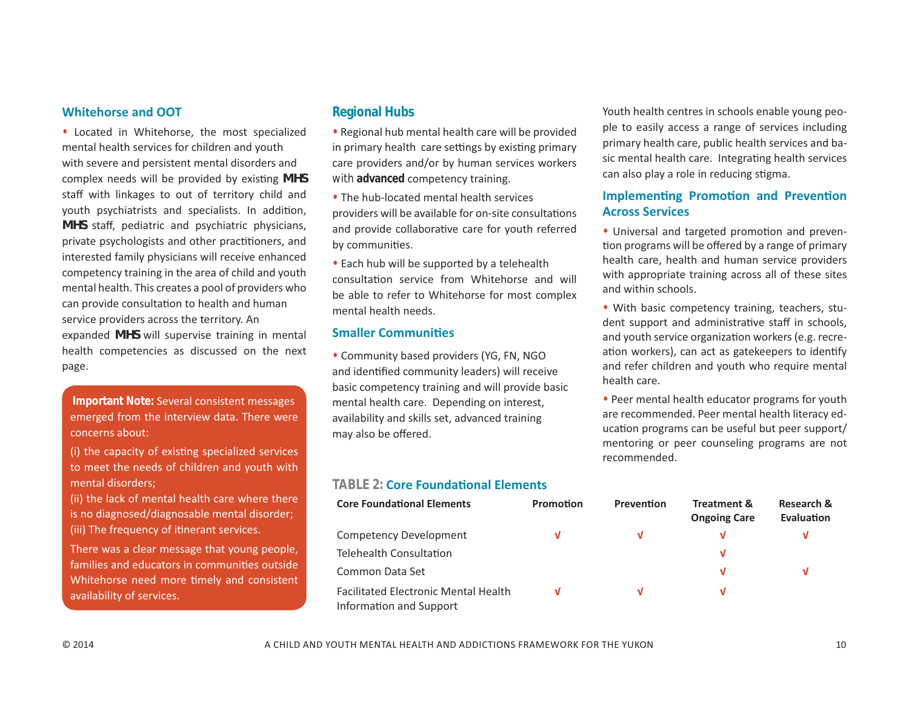### Whitehorse and OOT

- Located in Whitehorse, the most specialized mental health services for children and youth with severe and persistent mental disorders and complex needs will be provided by existing **MHS** staff with linkages to out of territory child and youth psychiatrists and specialists. In addition, **MHS** staff, pediatric and psychiatric physicians, private psychologists and other practitioners, and interested family physicians will receive enhanced competency training in the area of child and youth mental health. This creates a pool of providers who can provide consultation to health and human service providers across the territory. An expanded **MHS** will supervise training in mental health competencies as discussed on the next page.

**Important Note:** Several consistent messages emerged from the interview data. There were concerns about:

(i) the capacity of existing specialized services to meet the needs of children and youth with mental disorders;
(ii) the lack of mental health care where there is no diagnosed/diagnosable mental disorder;
(iii) The frequency of itinerant services.

There was a clear message that young people, families and educators in communities outside Whitehorse need more timely and consistent availability of services.

### Regional Hubs

- Regional hub mental health care will be provided in primary health care settings by existing primary care providers and/or by human services workers with **advanced** competency training.
- The hub-located mental health services providers will be available for on-site consultations and provide collaborative care for youth referred by communities.
- Each hub will be supported by a telehealth consultation service from Whitehorse and will be able to refer to Whitehorse for most complex mental health needs.

### Smaller Communities

- Community based providers (YG, FN, NGO and identified community leaders) will receive basic competency training and will provide basic mental health care. Depending on interest, availability and skills set, advanced training may also be offered.

Youth health centres in schools enable young people to easily access a range of services including primary health care, public health services and basic mental health care. Integrating health services can also play a role in reducing stigma.

### Implementing Promotion and Prevention Across Services

- Universal and targeted promotion and prevention programs will be offered by a range of primary health care, health and human service providers with appropriate training across all of these sites and within schools.
- With basic competency training, teachers, student support and administrative staff in schools, and youth service organization workers (e.g. recreation workers), can act as gatekeepers to identify and refer children and youth who require mental health care.
- Peer mental health educator programs for youth are recommended. Peer mental health literacy education programs can be useful but peer support/mentoring or peer counseling programs are not recommended.

**TABLE 2: Core Foundational Elements**

| Core Foundational Elements | Promotion | Prevention | Treatment & Ongoing Care | Research & Evaluation |
|---|---|---|---|---|
| Competency Development | √ | √ | √ | √ |
| Telehealth Consultation | | | √ | |
| Common Data Set | | | √ | √ |
| Facilitated Electronic Mental Health Information and Support | √ | √ | √ | |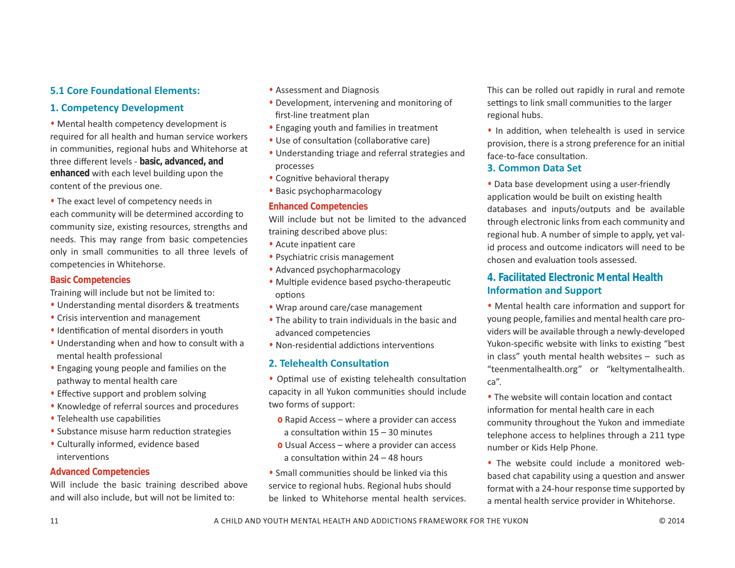## 5.1 Core Foundational Elements:

### 1. Competency Development

- Mental health competency development is required for all health and human service workers in communities, regional hubs and Whitehorse at three different levels - **basic, advanced, and enhanced** with each level building upon the content of the previous one.
- The exact level of competency needs in each community will be determined according to community size, existing resources, strengths and needs. This may range from basic competencies only in small communities to all three levels of competencies in Whitehorse.

#### Basic Competencies

Training will include but not be limited to:

- Understanding mental disorders & treatments
- Crisis intervention and management
- Identification of mental disorders in youth
- Understanding when and how to consult with a mental health professional
- Engaging young people and families on the pathway to mental health care
- Effective support and problem solving
- Knowledge of referral sources and procedures
- Telehealth use capabilities
- Substance misuse harm reduction strategies
- Culturally informed, evidence based interventions

#### Advanced Competencies

Will include the basic training described above and will also include, but will not be limited to:

- Assessment and Diagnosis
- Development, intervening and monitoring of first-line treatment plan
- Engaging youth and families in treatment
- Use of consultation (collaborative care)
- Understanding triage and referral strategies and processes
- Cognitive behavioral therapy
- Basic psychopharmacology

#### Enhanced Competencies

Will include but not be limited to the advanced training described above plus:

- Acute inpatient care
- Psychiatric crisis management
- Advanced psychopharmacology
- Multiple evidence based psycho-therapeutic options
- Wrap around care/case management
- The ability to train individuals in the basic and advanced competencies
- Non-residential addictions interventions

### 2. Telehealth Consultation

- Optimal use of existing telehealth consultation capacity in all Yukon communities should include two forms of support:
  - Rapid Access – where a provider can access a consultation within 15 – 30 minutes
  - Usual Access – where a provider can access a consultation within 24 – 48 hours
- Small communities should be linked via this service to regional hubs. Regional hubs should be linked to Whitehorse mental health services. This can be rolled out rapidly in rural and remote settings to link small communities to the larger regional hubs.
- In addition, when telehealth is used in service provision, there is a strong preference for an initial face-to-face consultation.

### 3. Common Data Set

- Data base development using a user-friendly application would be built on existing health databases and inputs/outputs and be available through electronic links from each community and regional hub. A number of simple to apply, yet valid process and outcome indicators will need to be chosen and evaluation tools assessed.

### 4. Facilitated Electronic Mental Health Information and Support

- Mental health care information and support for young people, families and mental health care providers will be available through a newly-developed Yukon-specific website with links to existing "best in class" youth mental health websites – such as "teenmentalhealth.org" or "keltymentalhealth.ca".
- The website will contain location and contact information for mental health care in each community throughout the Yukon and immediate telephone access to helplines through a 211 type number or Kids Help Phone.
- The website could include a monitored web-based chat capability using a question and answer format with a 24-hour response time supported by a mental health service provider in Whitehorse.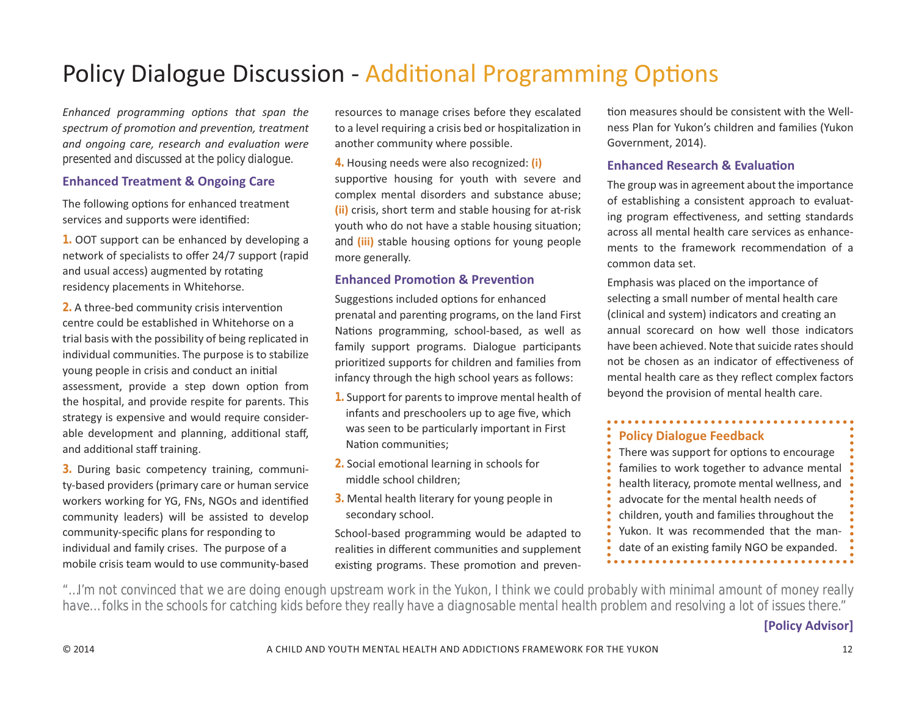# Policy Dialogue Discussion - Additional Programming Options

*Enhanced programming options that span the spectrum of promotion and prevention, treatment and ongoing care, research and evaluation were* presented and discussed at the policy dialogue.

### Enhanced Treatment & Ongoing Care

The following options for enhanced treatment services and supports were identified:

**1.** OOT support can be enhanced by developing a network of specialists to offer 24/7 support (rapid and usual access) augmented by rotating residency placements in Whitehorse.

**2.** A three-bed community crisis intervention centre could be established in Whitehorse on a trial basis with the possibility of being replicated in individual communities. The purpose is to stabilize young people in crisis and conduct an initial assessment, provide a step down option from the hospital, and provide respite for parents. This strategy is expensive and would require considerable development and planning, additional staff, and additional staff training.

**3.** During basic competency training, community-based providers (primary care or human service workers working for YG, FNs, NGOs and identified community leaders) will be assisted to develop community-specific plans for responding to individual and family crises. The purpose of a mobile crisis team would to use community-based resources to manage crises before they escalated to a level requiring a crisis bed or hospitalization in another community where possible.

**4.** Housing needs were also recognized: **(i)** supportive housing for youth with severe and complex mental disorders and substance abuse; **(ii)** crisis, short term and stable housing for at-risk youth who do not have a stable housing situation; and **(iii)** stable housing options for young people more generally.

### Enhanced Promotion & Prevention

Suggestions included options for enhanced prenatal and parenting programs, on the land First Nations programming, school-based, as well as family support programs. Dialogue participants prioritized supports for children and families from infancy through the high school years as follows:

1. Support for parents to improve mental health of infants and preschoolers up to age five, which was seen to be particularly important in First Nation communities;
2. Social emotional learning in schools for middle school children;
3. Mental health literary for young people in secondary school.

School-based programming would be adapted to realities in different communities and supplement existing programs. These promotion and prevention measures should be consistent with the Wellness Plan for Yukon's children and families (Yukon Government, 2014).

### Enhanced Research & Evaluation

The group was in agreement about the importance of establishing a consistent approach to evaluating program effectiveness, and setting standards across all mental health care services as enhancements to the framework recommendation of a common data set.

Emphasis was placed on the importance of selecting a small number of mental health care (clinical and system) indicators and creating an annual scorecard on how well those indicators have been achieved. Note that suicide rates should not be chosen as an indicator of effectiveness of mental health care as they reflect complex factors beyond the provision of mental health care.

> **Policy Dialogue Feedback**
>
> There was support for options to encourage families to work together to advance mental health literacy, promote mental wellness, and advocate for the mental health needs of children, youth and families throughout the Yukon. It was recommended that the mandate of an existing family NGO be expanded.

"...I'm not convinced that we are doing enough upstream work in the Yukon, I think we could probably with minimal amount of money really have... folks in the schools for catching kids before they really have a diagnosable mental health problem and resolving a lot of issues there."

**[Policy Advisor]**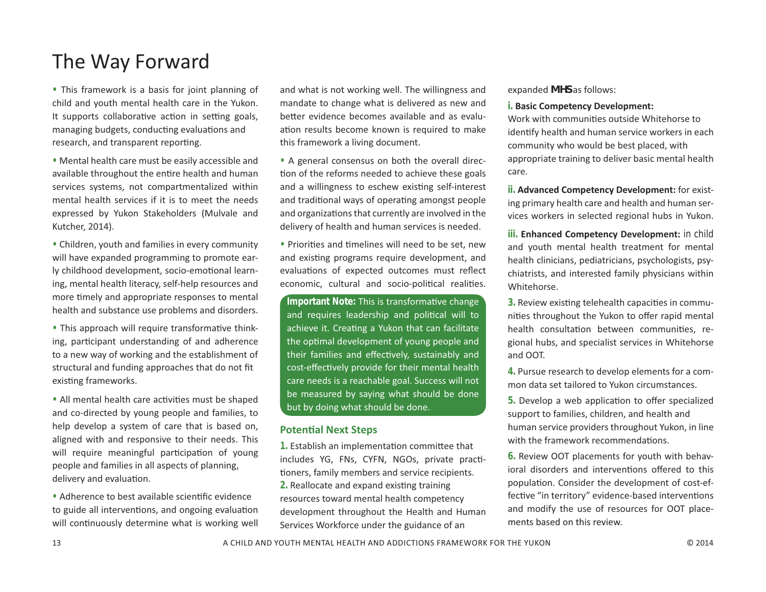# The Way Forward

• This framework is a basis for joint planning of child and youth mental health care in the Yukon. It supports collaborative action in setting goals, managing budgets, conducting evaluations and research, and transparent reporting.

• Mental health care must be easily accessible and available throughout the entire health and human services systems, not compartmentalized within mental health services if it is to meet the needs expressed by Yukon Stakeholders (Mulvale and Kutcher, 2014).

• Children, youth and families in every community will have expanded programming to promote early childhood development, socio-emotional learning, mental health literacy, self-help resources and more timely and appropriate responses to mental health and substance use problems and disorders.

• This approach will require transformative thinking, participant understanding of and adherence to a new way of working and the establishment of structural and funding approaches that do not fit existing frameworks.

• All mental health care activities must be shaped and co-directed by young people and families, to help develop a system of care that is based on, aligned with and responsive to their needs. This will require meaningful participation of young people and families in all aspects of planning, delivery and evaluation.

• Adherence to best available scientific evidence to guide all interventions, and ongoing evaluation will continuously determine what is working well and what is not working well. The willingness and mandate to change what is delivered as new and better evidence becomes available and as evaluation results become known is required to make this framework a living document.

• A general consensus on both the overall direction of the reforms needed to achieve these goals and a willingness to eschew existing self-interest and traditional ways of operating amongst people and organizations that currently are involved in the delivery of health and human services is needed.

• Priorities and timelines will need to be set, new and existing programs require development, and evaluations of expected outcomes must reflect economic, cultural and socio-political realities.

**Important Note:** This is transformative change and requires leadership and political will to achieve it. Creating a Yukon that can facilitate the optimal development of young people and their families and effectively, sustainably and cost-effectively provide for their mental health care needs is a reachable goal. Success will not be measured by saying what should be done but by doing what should be done.

## Potential Next Steps

**1.** Establish an implementation committee that includes YG, FNs, CYFN, NGOs, private practitioners, family members and service recipients.

**2.** Reallocate and expand existing training resources toward mental health competency development throughout the Health and Human Services Workforce under the guidance of an expanded MHS as follows:

**i. Basic Competency Development:** Work with communities outside Whitehorse to identify health and human service workers in each community who would be best placed, with appropriate training to deliver basic mental health care.

**ii. Advanced Competency Development:** for existing primary health care and health and human services workers in selected regional hubs in Yukon.

**iii. Enhanced Competency Development:** in child and youth mental health treatment for mental health clinicians, pediatricians, psychologists, psychiatrists, and interested family physicians within Whitehorse.

**3.** Review existing telehealth capacities in communities throughout the Yukon to offer rapid mental health consultation between communities, regional hubs, and specialist services in Whitehorse and OOT.

**4.** Pursue research to develop elements for a common data set tailored to Yukon circumstances.

**5.** Develop a web application to offer specialized support to families, children, and health and human service providers throughout Yukon, in line with the framework recommendations.

**6.** Review OOT placements for youth with behavioral disorders and interventions offered to this population. Consider the development of cost-effective "in territory" evidence-based interventions and modify the use of resources for OOT placements based on this review.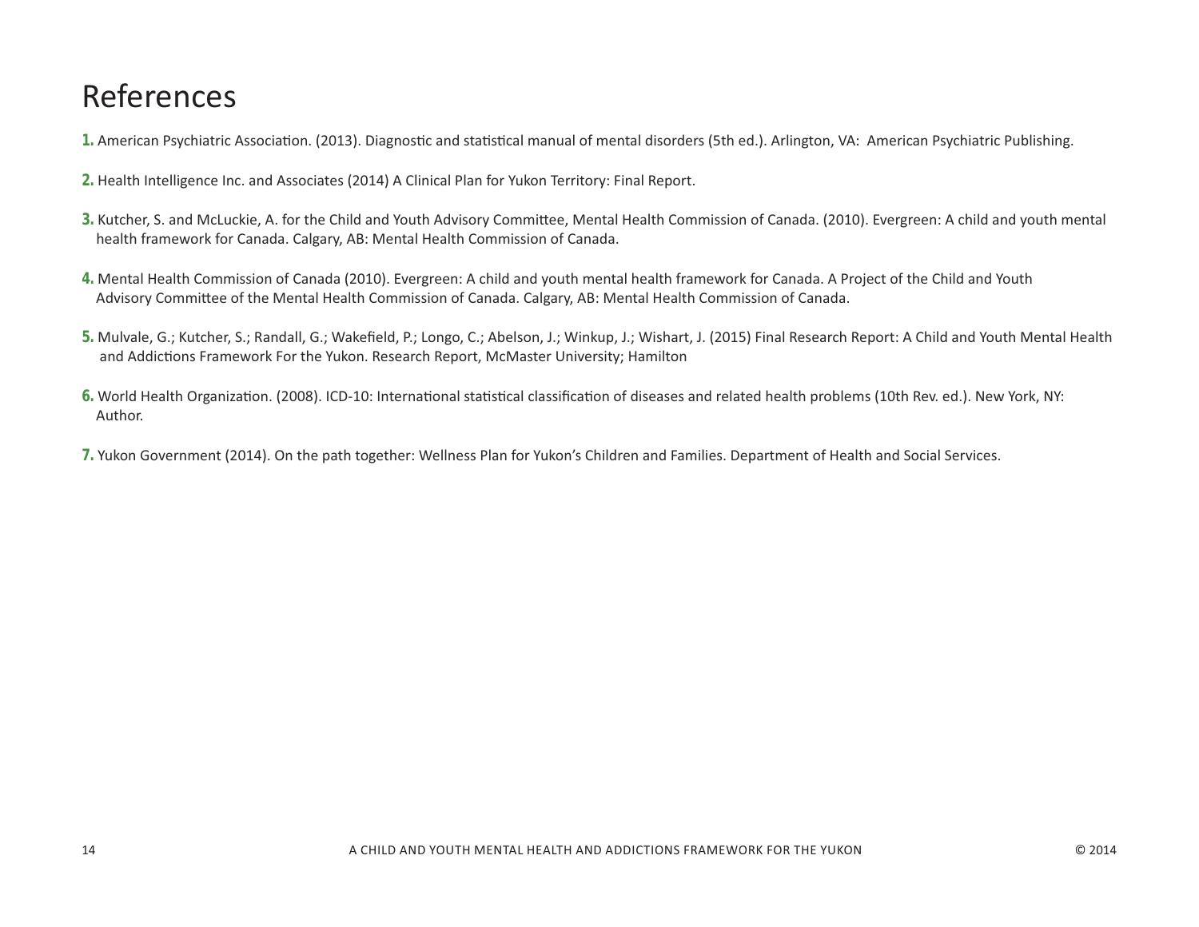# References

1. American Psychiatric Association. (2013). Diagnostic and statistical manual of mental disorders (5th ed.). Arlington, VA: American Psychiatric Publishing.

2. Health Intelligence Inc. and Associates (2014) A Clinical Plan for Yukon Territory: Final Report.

3. Kutcher, S. and McLuckie, A. for the Child and Youth Advisory Committee, Mental Health Commission of Canada. (2010). Evergreen: A child and youth mental health framework for Canada. Calgary, AB: Mental Health Commission of Canada.

4. Mental Health Commission of Canada (2010). Evergreen: A child and youth mental health framework for Canada. A Project of the Child and Youth Advisory Committee of the Mental Health Commission of Canada. Calgary, AB: Mental Health Commission of Canada.

5. Mulvale, G.; Kutcher, S.; Randall, G.; Wakefield, P.; Longo, C.; Abelson, J.; Winkup, J.; Wishart, J. (2015) Final Research Report: A Child and Youth Mental Health and Addictions Framework For the Yukon. Research Report, McMaster University; Hamilton

6. World Health Organization. (2008). ICD-10: International statistical classification of diseases and related health problems (10th Rev. ed.). New York, NY: Author.

7. Yukon Government (2014). On the path together: Wellness Plan for Yukon's Children and Families. Department of Health and Social Services.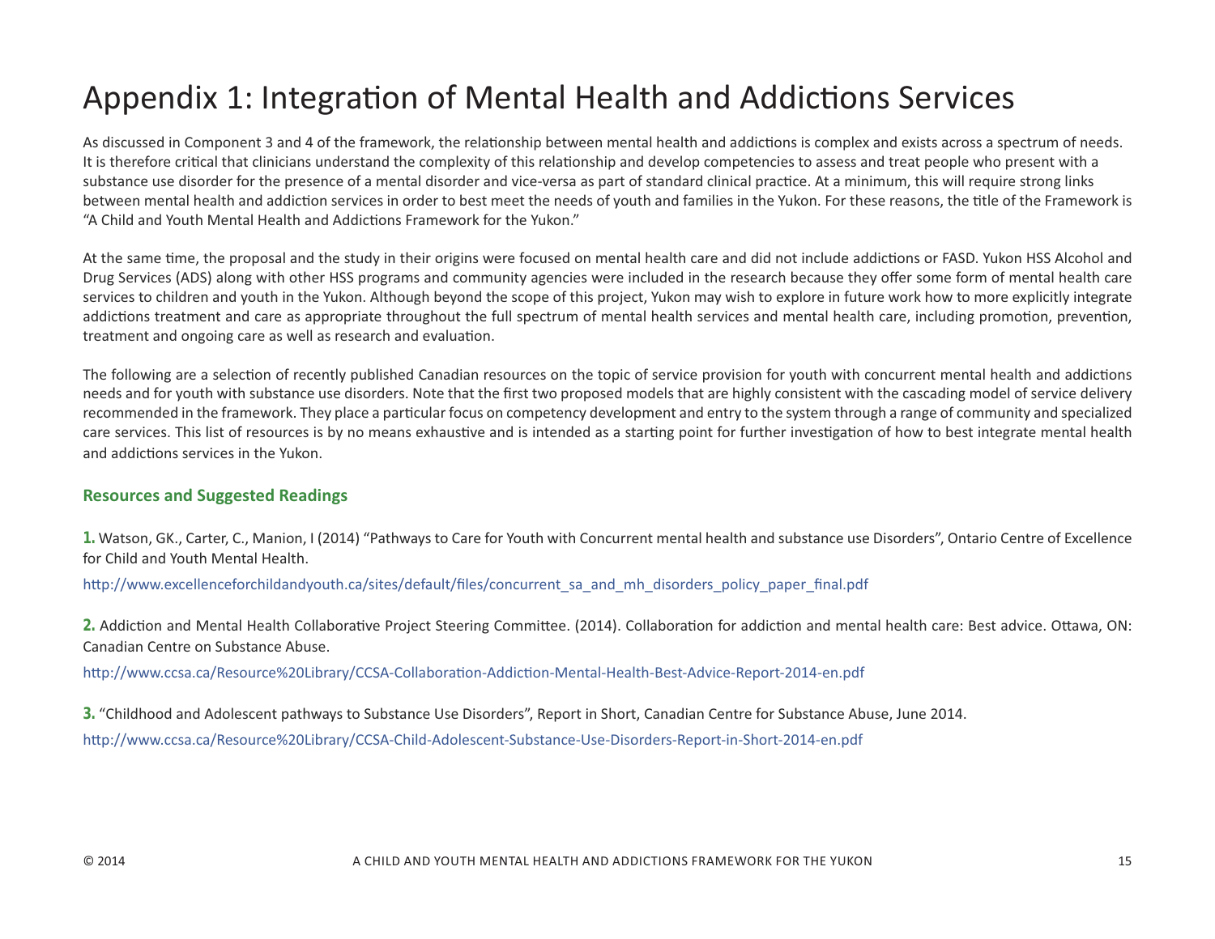# Appendix 1: Integration of Mental Health and Addictions Services

As discussed in Component 3 and 4 of the framework, the relationship between mental health and addictions is complex and exists across a spectrum of needs. It is therefore critical that clinicians understand the complexity of this relationship and develop competencies to assess and treat people who present with a substance use disorder for the presence of a mental disorder and vice-versa as part of standard clinical practice. At a minimum, this will require strong links between mental health and addiction services in order to best meet the needs of youth and families in the Yukon. For these reasons, the title of the Framework is "A Child and Youth Mental Health and Addictions Framework for the Yukon."

At the same time, the proposal and the study in their origins were focused on mental health care and did not include addictions or FASD. Yukon HSS Alcohol and Drug Services (ADS) along with other HSS programs and community agencies were included in the research because they offer some form of mental health care services to children and youth in the Yukon. Although beyond the scope of this project, Yukon may wish to explore in future work how to more explicitly integrate addictions treatment and care as appropriate throughout the full spectrum of mental health services and mental health care, including promotion, prevention, treatment and ongoing care as well as research and evaluation.

The following are a selection of recently published Canadian resources on the topic of service provision for youth with concurrent mental health and addictions needs and for youth with substance use disorders. Note that the first two proposed models that are highly consistent with the cascading model of service delivery recommended in the framework. They place a particular focus on competency development and entry to the system through a range of community and specialized care services. This list of resources is by no means exhaustive and is intended as a starting point for further investigation of how to best integrate mental health and addictions services in the Yukon.

## Resources and Suggested Readings

**1.** Watson, GK., Carter, C., Manion, I (2014) "Pathways to Care for Youth with Concurrent mental health and substance use Disorders", Ontario Centre of Excellence for Child and Youth Mental Health.

http://www.excellenceforchildandyouth.ca/sites/default/files/concurrent_sa_and_mh_disorders_policy_paper_final.pdf

**2.** Addiction and Mental Health Collaborative Project Steering Committee. (2014). Collaboration for addiction and mental health care: Best advice. Ottawa, ON: Canadian Centre on Substance Abuse.

http://www.ccsa.ca/Resource%20Library/CCSA-Collaboration-Addiction-Mental-Health-Best-Advice-Report-2014-en.pdf

**3.** "Childhood and Adolescent pathways to Substance Use Disorders", Report in Short, Canadian Centre for Substance Abuse, June 2014.

http://www.ccsa.ca/Resource%20Library/CCSA-Child-Adolescent-Substance-Use-Disorders-Report-in-Short-2014-en.pdf